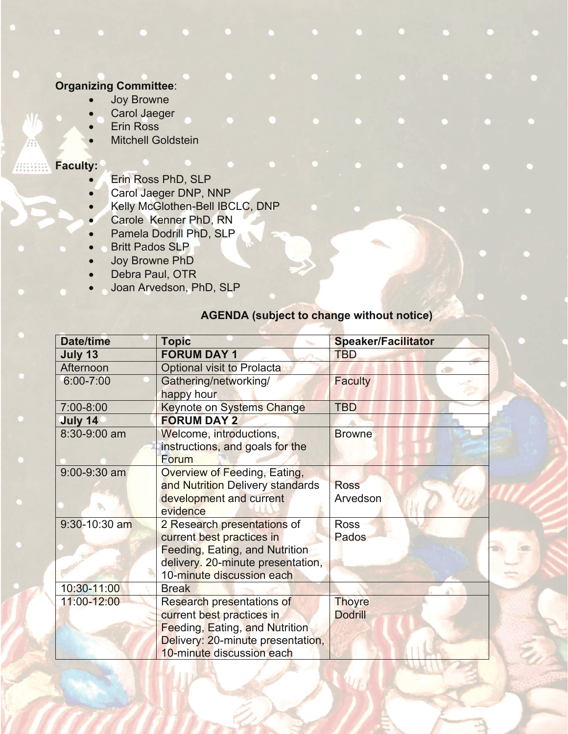**Organizing Committee**:

- Joy Browne
- Carol Jaeger
- Erin Ross
- Mitchell Goldstein

**Faculty:**

- Erin Ross PhD, SLP
- Carol Jaeger DNP, NNP
- Kelly McGlothen-Bell IBCLC, DNP
- Carole Kenner PhD, RN
- Pamela Dodrill PhD, SLP
- Britt Pados SLP
- Joy Browne PhD
- Debra Paul, OTR
- Joan Arvedson, PhD, SLP

**AGENDA (subject to change without notice)**

| **Date/time** | **Topic** | **Speaker/Facilitator** |
|---|---|---|
| **July 13** | **FORUM DAY 1** | TBD |
| Afternoon | Optional visit to Prolacta | |
| 6:00-7:00 | Gathering/networking/ happy hour | Faculty |
| 7:00-8:00 | Keynote on Systems Change | TBD |
| **July 14** | **FORUM DAY 2** | |
| 8:30-9:00 am | Welcome, introductions, instructions, and goals for the Forum | Browne |
| 9:00-9:30 am | Overview of Feeding, Eating, and Nutrition Delivery standards development and current evidence | Ross Arvedson |
| 9:30-10:30 am | 2 Research presentations of current best practices in Feeding, Eating, and Nutrition delivery. 20-minute presentation, 10-minute discussion each | Ross Pados |
| 10:30-11:00 | Break | |
| 11:00-12:00 | Research presentations of current best practices in Feeding, Eating, and Nutrition Delivery: 20-minute presentation, 10-minute discussion each | Thoyre Dodrill |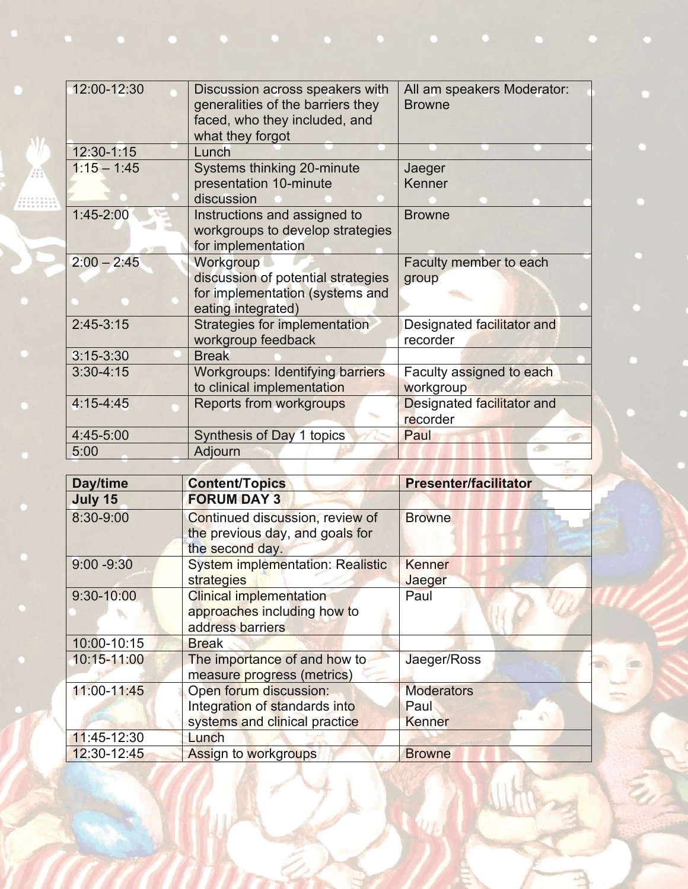| | | |
|---|---|---|
| 12:00-12:30 | Discussion across speakers with generalities of the barriers they faced, who they included, and what they forgot | All am speakers Moderator: Browne |
| 12:30-1:15 | Lunch | |
| 1:15 – 1:45 | Systems thinking 20-minute presentation 10-minute discussion | Jaeger Kenner |
| 1:45-2:00 | Instructions and assigned to workgroups to develop strategies for implementation | Browne |
| 2:00 – 2:45 | Workgroup discussion of potential strategies for implementation (systems and eating integrated) | Faculty member to each group |
| 2:45-3:15 | Strategies for implementation workgroup feedback | Designated facilitator and recorder |
| 3:15-3:30 | Break | |
| 3:30-4:15 | Workgroups: Identifying barriers to clinical implementation | Faculty assigned to each workgroup |
| 4:15-4:45 | Reports from workgroups | Designated facilitator and recorder |
| 4:45-5:00 | Synthesis of Day 1 topics | Paul |
| 5:00 | Adjourn | |

| Day/time | Content/Topics | Presenter/facilitator |
|---|---|---|
| **July 15** | **FORUM DAY 3** | |
| 8:30-9:00 | Continued discussion, review of the previous day, and goals for the second day. | Browne |
| 9:00 -9:30 | System implementation: Realistic strategies | Kenner Jaeger |
| 9:30-10:00 | Clinical implementation approaches including how to address barriers | Paul |
| 10:00-10:15 | Break | |
| 10:15-11:00 | The importance of and how to measure progress (metrics) | Jaeger/Ross |
| 11:00-11:45 | Open forum discussion: Integration of standards into systems and clinical practice | Moderators Paul Kenner |
| 11:45-12:30 | Lunch | |
| 12:30-12:45 | Assign to workgroups | Browne |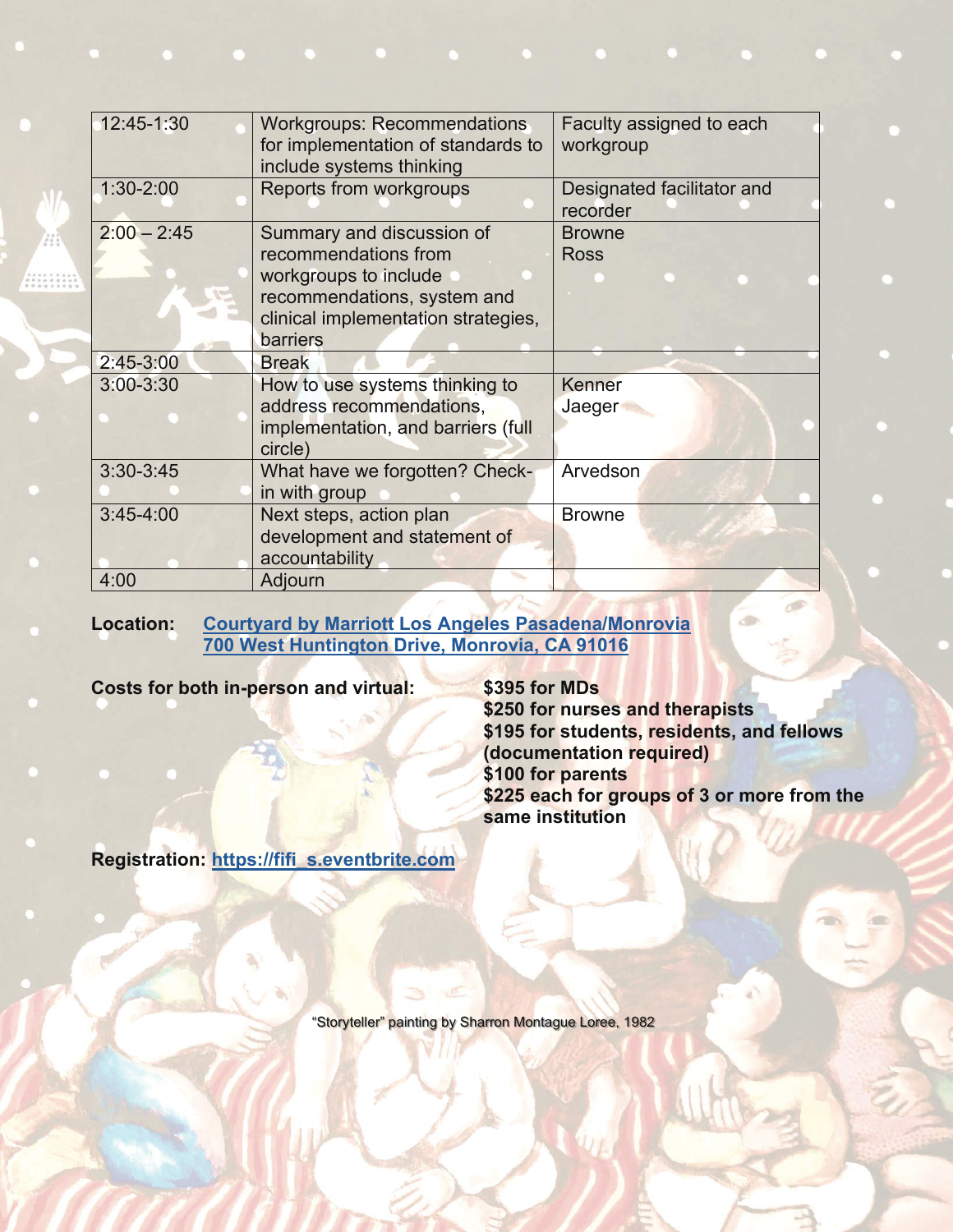| | | |
|---|---|---|
| 12:45-1:30 | Workgroups: Recommendations for implementation of standards to include systems thinking | Faculty assigned to each workgroup |
| 1:30-2:00 | Reports from workgroups | Designated facilitator and recorder |
| 2:00 – 2:45 | Summary and discussion of recommendations from workgroups to include recommendations, system and clinical implementation strategies, barriers | Browne<br>Ross |
| 2:45-3:00 | Break | |
| 3:00-3:30 | How to use systems thinking to address recommendations, implementation, and barriers (full circle) | Kenner<br>Jaeger |
| 3:30-3:45 | What have we forgotten? Check-in with group | Arvedson |
| 3:45-4:00 | Next steps, action plan development and statement of accountability | Browne |
| 4:00 | Adjourn | |

**Location:** [Courtyard by Marriott Los Angeles Pasadena/Monrovia](#)
[700 West Huntington Drive, Monrovia, CA 91016](#)

**Costs for both in-person and virtual:**

**$395 for MDs**
**$250 for nurses and therapists**
**$195 for students, residents, and fellows (documentation required)**
**$100 for parents**
**$225 each for groups of 3 or more from the same institution**

**Registration:** [https://fifi_s.eventbrite.com](https://fifi_s.eventbrite.com)

"Storyteller" painting by Sharron Montague Loree, 1982